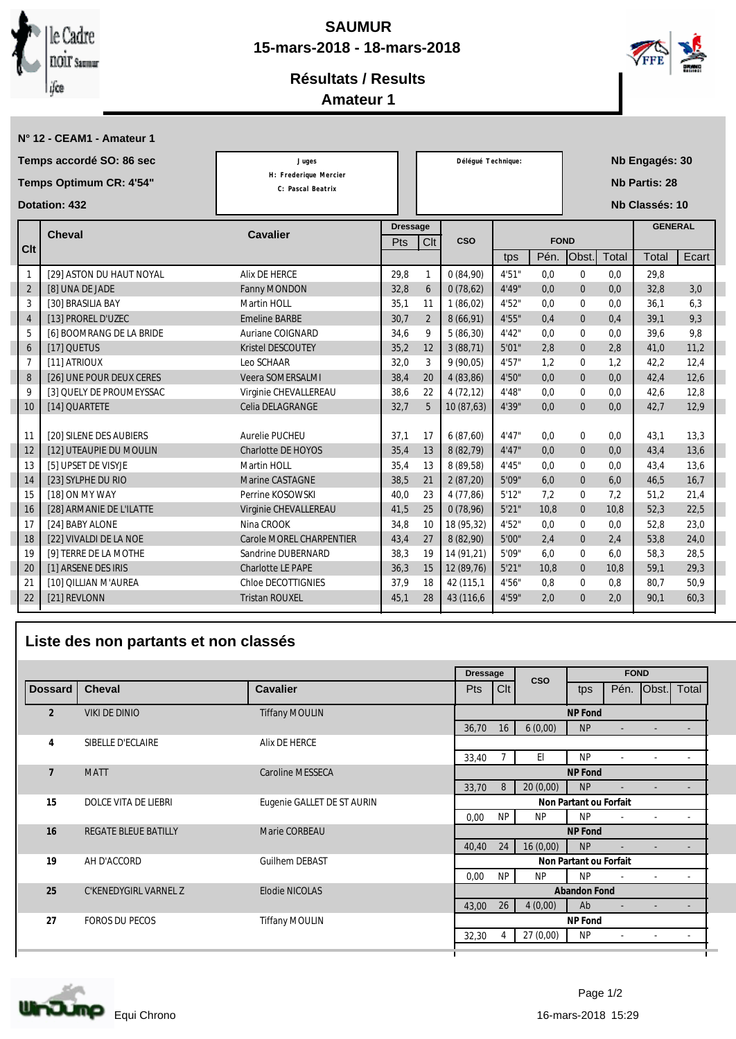# SAUMUR

## 15-mars-2018 - 18-mars-2018

## Résultats / Results

## Amateur 1

**N° 12 - CEAM1 - Amateur 1**

**Temps accordé SO: 86 sec**

**Temps Optimum CR: 4'54"**

**Dotation: 432**

Juges
H: Frederique Mercier
C: Pascal Beatrix

Délégué Technique:

**Nb Engagés: 30**

**Nb Partis: 28**

**Nb Classés: 10**

| Clt | Cheval | Cavalier | Dressage Pts | Dressage Clt | CSO | FOND tps | FOND Pén. | FOND Obst. | FOND Total | GENERAL Total | GENERAL Ecart |
|---|---|---|---|---|---|---|---|---|---|---|---|
| 1 | [29] ASTON DU HAUT NOYAL | Alix DE HERCE | 29,8 | 1 | 0 (84,90) | 4'51" | 0,0 | 0 | 0,0 | 29,8 | |
| 2 | [8] UNA DE JADE | Fanny MONDON | 32,8 | 6 | 0 (78,62) | 4'49" | 0,0 | 0 | 0,0 | 32,8 | 3,0 |
| 3 | [30] BRASILIA BAY | Martin HOLL | 35,1 | 11 | 1 (86,02) | 4'52" | 0,0 | 0 | 0,0 | 36,1 | 6,3 |
| 4 | [13] PROREL D'UZEC | Emeline BARBE | 30,7 | 2 | 8 (66,91) | 4'55" | 0,4 | 0 | 0,4 | 39,1 | 9,3 |
| 5 | [6] BOOMRANG DE LA BRIDE | Auriane COIGNARD | 34,6 | 9 | 5 (86,30) | 4'42" | 0,0 | 0 | 0,0 | 39,6 | 9,8 |
| 6 | [17] QUETUS | Kristel DESCOUTEY | 35,2 | 12 | 3 (88,71) | 5'01" | 2,8 | 0 | 2,8 | 41,0 | 11,2 |
| 7 | [11] ATRIOUX | Leo SCHAAR | 32,0 | 3 | 9 (90,05) | 4'57" | 1,2 | 0 | 1,2 | 42,2 | 12,4 |
| 8 | [26] UNE POUR DEUX CERES | Veera SOMERSALMI | 38,4 | 20 | 4 (83,86) | 4'50" | 0,0 | 0 | 0,0 | 42,4 | 12,6 |
| 9 | [3] QUELY DE PROUMEYSSAC | Virginie CHEVALLEREAU | 38,6 | 22 | 4 (72,12) | 4'48" | 0,0 | 0 | 0,0 | 42,6 | 12,8 |
| 10 | [14] QUARTETE | Celia DELAGRANGE | 32,7 | 5 | 10 (87,63) | 4'39" | 0,0 | 0 | 0,0 | 42,7 | 12,9 |
| 11 | [20] SILENE DES AUBIERS | Aurelie PUCHEU | 37,1 | 17 | 6 (87,60) | 4'47" | 0,0 | 0 | 0,0 | 43,1 | 13,3 |
| 12 | [12] UTEAUPIE DU MOULIN | Charlotte DE HOYOS | 35,4 | 13 | 8 (82,79) | 4'47" | 0,0 | 0 | 0,0 | 43,4 | 13,6 |
| 13 | [5] UPSET DE VISYJE | Martin HOLL | 35,4 | 13 | 8 (89,58) | 4'45" | 0,0 | 0 | 0,0 | 43,4 | 13,6 |
| 14 | [23] SYLPHE DU RIO | Marine CASTAGNE | 38,5 | 21 | 2 (87,20) | 5'09" | 6,0 | 0 | 6,0 | 46,5 | 16,7 |
| 15 | [18] ON MY WAY | Perrine KOSOWSKI | 40,0 | 23 | 4 (77,86) | 5'12" | 7,2 | 0 | 7,2 | 51,2 | 21,4 |
| 16 | [28] ARMANIE DE L'ILATTE | Virginie CHEVALLEREAU | 41,5 | 25 | 0 (78,96) | 5'21" | 10,8 | 0 | 10,8 | 52,3 | 22,5 |
| 17 | [24] BABY ALONE | Nina CROOK | 34,8 | 10 | 18 (95,32) | 4'52" | 0,0 | 0 | 0,0 | 52,8 | 23,0 |
| 18 | [22] VIVALDI DE LA NOE | Carole MOREL CHARPENTIER | 43,4 | 27 | 8 (82,90) | 5'00" | 2,4 | 0 | 2,4 | 53,8 | 24,0 |
| 19 | [9] TERRE DE LA MOTHE | Sandrine DUBERNARD | 38,3 | 19 | 14 (91,21) | 5'09" | 6,0 | 0 | 6,0 | 58,3 | 28,5 |
| 20 | [1] ARSENE DES IRIS | Charlotte LE PAPE | 36,3 | 15 | 12 (89,76) | 5'21" | 10,8 | 0 | 10,8 | 59,1 | 29,3 |
| 21 | [10] QILLIAN M'AUREA | Chloe DECOTTIGNIES | 37,9 | 18 | 42 (115,1 | 4'56" | 0,8 | 0 | 0,8 | 80,7 | 50,9 |
| 22 | [21] REVLONN | Tristan ROUXEL | 45,1 | 28 | 43 (116,6 | 4'59" | 2,0 | 0 | 2,0 | 90,1 | 60,3 |

## Liste des non partants et non classés

| Dossard | Cheval | Cavalier | Dressage Pts | Dressage Clt | CSO | FOND tps | FOND Pén. | FOND Obst. | FOND Total |
|---|---|---|---|---|---|---|---|---|---|
| 2 | VIKI DE DINIO | Tiffany MOULIN | NP Fond | | | | | | |
| | | | 36,70 | 16 | 6 (0,00) | NP | - | - | - |
| 4 | SIBELLE D'ECLAIRE | Alix DE HERCE | | | | | | | |
| | | | 33,40 | 7 | El | NP | - | - | - |
| 7 | MATT | Caroline MESSECA | NP Fond | | | | | | |
| | | | 33,70 | 8 | 20 (0,00) | NP | - | - | - |
| 15 | DOLCE VITA DE LIEBRI | Eugenie GALLET DE ST AURIN | Non Partant ou Forfait | | | | | | |
| | | | 0,00 | NP | NP | NP | - | - | - |
| 16 | REGATE BLEUE BATILLY | Marie CORBEAU | NP Fond | | | | | | |
| | | | 40,40 | 24 | 16 (0,00) | NP | - | - | - |
| 19 | AH D'ACCORD | Guilhem DEBAST | Non Partant ou Forfait | | | | | | |
| | | | 0,00 | NP | NP | NP | - | - | - |
| 25 | C'KENEDYGIRL VARNEL Z | Elodie NICOLAS | Abandon Fond | | | | | | |
| | | | 43,00 | 26 | 4 (0,00) | Ab | - | - | - |
| 27 | FOROS DU PECOS | Tiffany MOULIN | NP Fond | | | | | | |
| | | | 32,30 | 4 | 27 (0,00) | NP | - | - | - |

Equi Chrono

16-mars-2018 15:29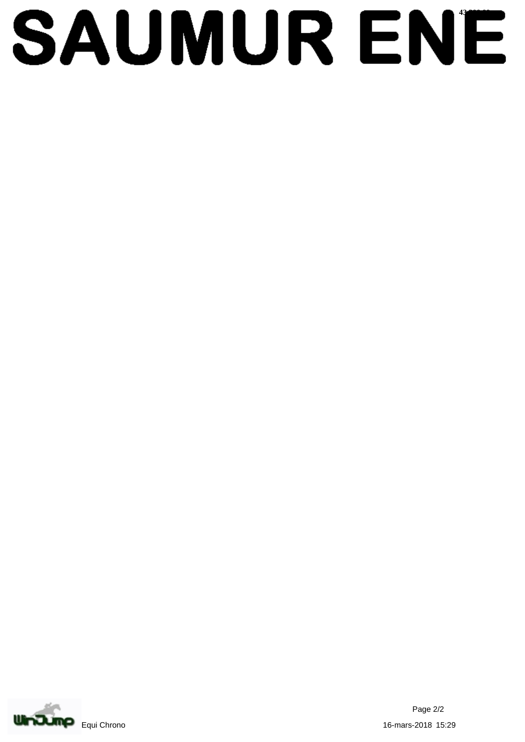# SAUMUR ENE

43

Equi Chrono

16-mars-2018 15:29